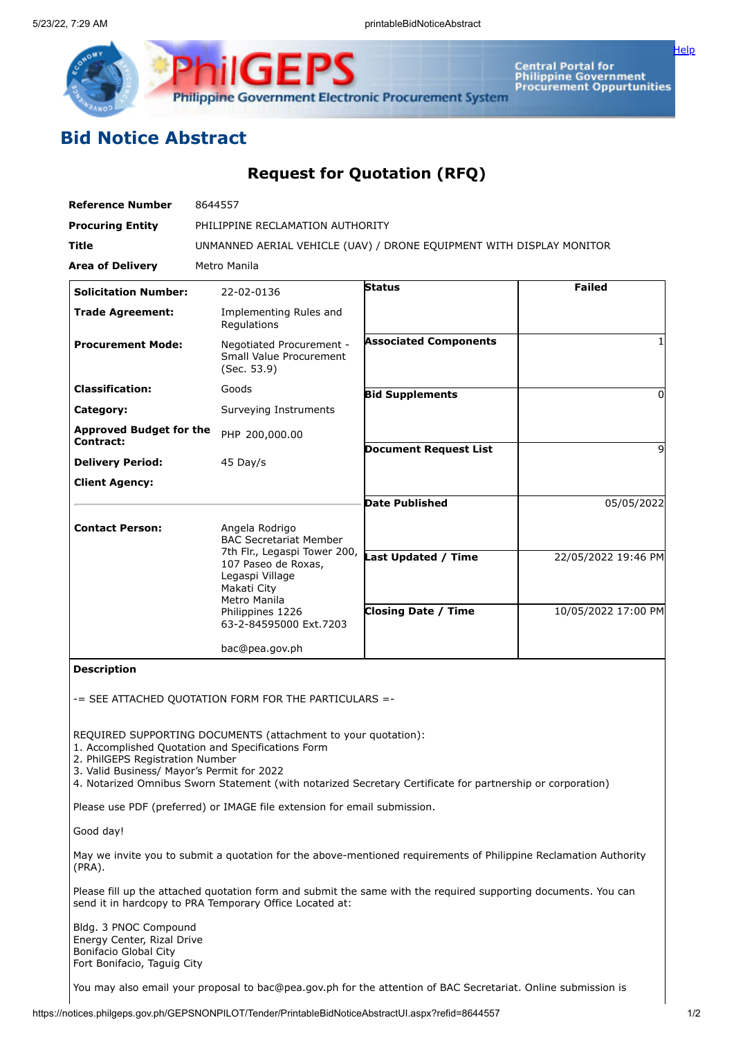# Bid Notice Abstract

## Request for Quotation (RFQ)

| | |
|---|---|
| **Reference Number** | 8644557 |
| **Procuring Entity** | PHILIPPINE RECLAMATION AUTHORITY |
| **Title** | UNMANNED AERIAL VEHICLE (UAV) / DRONE EQUIPMENT WITH DISPLAY MONITOR |
| **Area of Delivery** | Metro Manila |

| | |
|---|---|
| **Solicitation Number:** | 22-02-0136 |
| **Trade Agreement:** | Implementing Rules and Regulations |
| **Procurement Mode:** | Negotiated Procurement - Small Value Procurement (Sec. 53.9) |
| **Classification:** | Goods |
| **Category:** | Surveying Instruments |
| **Approved Budget for the Contract:** | PHP 200,000.00 |
| **Delivery Period:** | 45 Day/s |
| **Client Agency:** | |
| **Contact Person:** | Angela Rodrigo<br>BAC Secretariat Member<br>7th Flr., Legaspi Tower 200, 107 Paseo de Roxas, Legaspi Village<br>Makati City<br>Metro Manila<br>Philippines 1226<br>63-2-84595000 Ext.7203<br><br>bac@pea.gov.ph |

| | |
|---|---|
| **Status** | Failed |
| **Associated Components** | 1 |
| **Bid Supplements** | 0 |
| **Document Request List** | 9 |
| **Date Published** | 05/05/2022 |
| **Last Updated / Time** | 22/05/2022 19:46 PM |
| **Closing Date / Time** | 10/05/2022 17:00 PM |

**Description**

-= SEE ATTACHED QUOTATION FORM FOR THE PARTICULARS =-

REQUIRED SUPPORTING DOCUMENTS (attachment to your quotation):
1. Accomplished Quotation and Specifications Form
2. PhilGEPS Registration Number
3. Valid Business/ Mayor's Permit for 2022
4. Notarized Omnibus Sworn Statement (with notarized Secretary Certificate for partnership or corporation)

Please use PDF (preferred) or IMAGE file extension for email submission.

Good day!

May we invite you to submit a quotation for the above-mentioned requirements of Philippine Reclamation Authority (PRA).

Please fill up the attached quotation form and submit the same with the required supporting documents. You can send it in hardcopy to PRA Temporary Office Located at:

Bldg. 3 PNOC Compound
Energy Center, Rizal Drive
Bonifacio Global City
Fort Bonifacio, Taguig City

You may also email your proposal to bac@pea.gov.ph for the attention of BAC Secretariat. Online submission is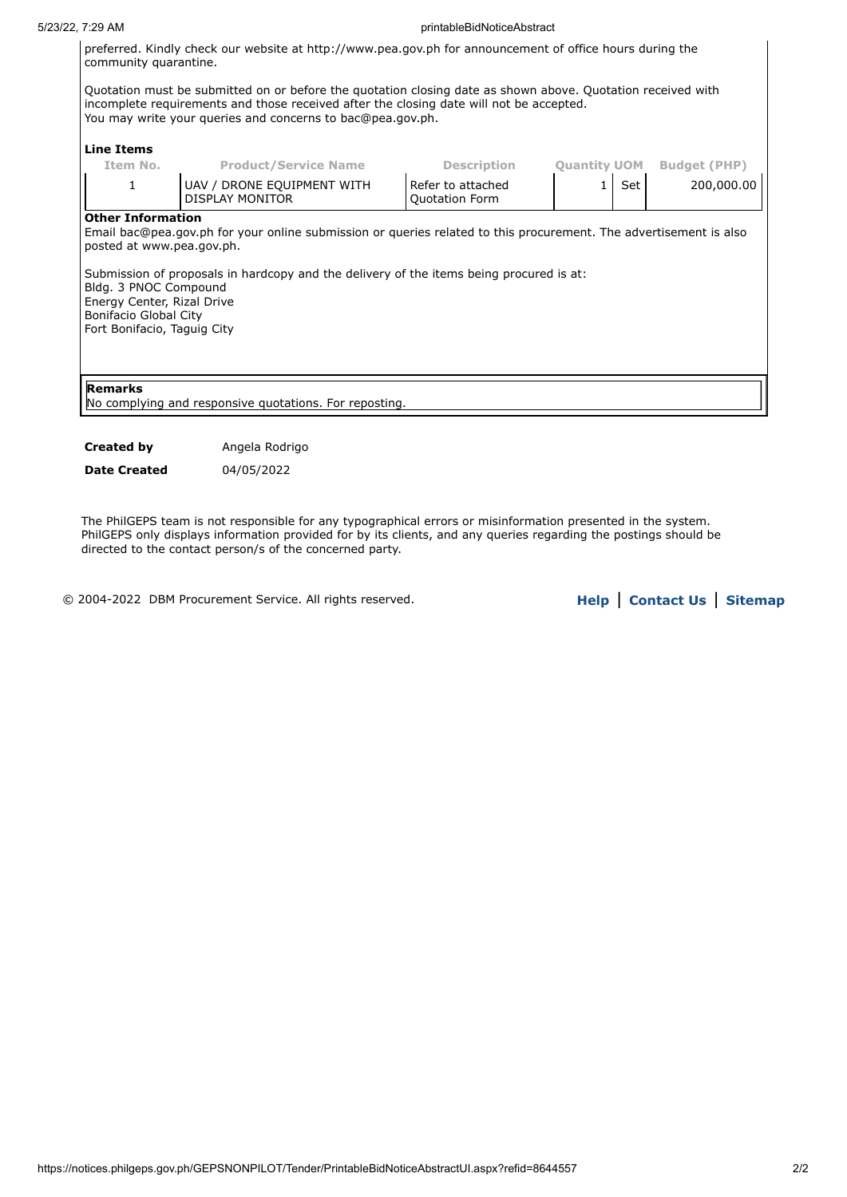preferred. Kindly check our website at http://www.pea.gov.ph for announcement of office hours during the community quarantine.

Quotation must be submitted on or before the quotation closing date as shown above. Quotation received with incomplete requirements and those received after the closing date will not be accepted.
You may write your queries and concerns to bac@pea.gov.ph.

**Line Items**

| Item No. | Product/Service Name | Description | Quantity | UOM | Budget (PHP) |
|---|---|---|---|---|---|
| 1 | UAV / DRONE EQUIPMENT WITH DISPLAY MONITOR | Refer to attached Quotation Form | 1 | Set | 200,000.00 |

**Other Information**

Email bac@pea.gov.ph for your online submission or queries related to this procurement. The advertisement is also posted at www.pea.gov.ph.

Submission of proposals in hardcopy and the delivery of the items being procured is at:
Bldg. 3 PNOC Compound
Energy Center, Rizal Drive
Bonifacio Global City
Fort Bonifacio, Taguig City

**Remarks**

No complying and responsive quotations. For reposting.

**Created by** Angela Rodrigo

**Date Created** 04/05/2022

The PhilGEPS team is not responsible for any typographical errors or misinformation presented in the system. PhilGEPS only displays information provided for by its clients, and any queries regarding the postings should be directed to the contact person/s of the concerned party.

© 2004-2022 DBM Procurement Service. All rights reserved.

**Help** | **Contact Us** | **Sitemap**